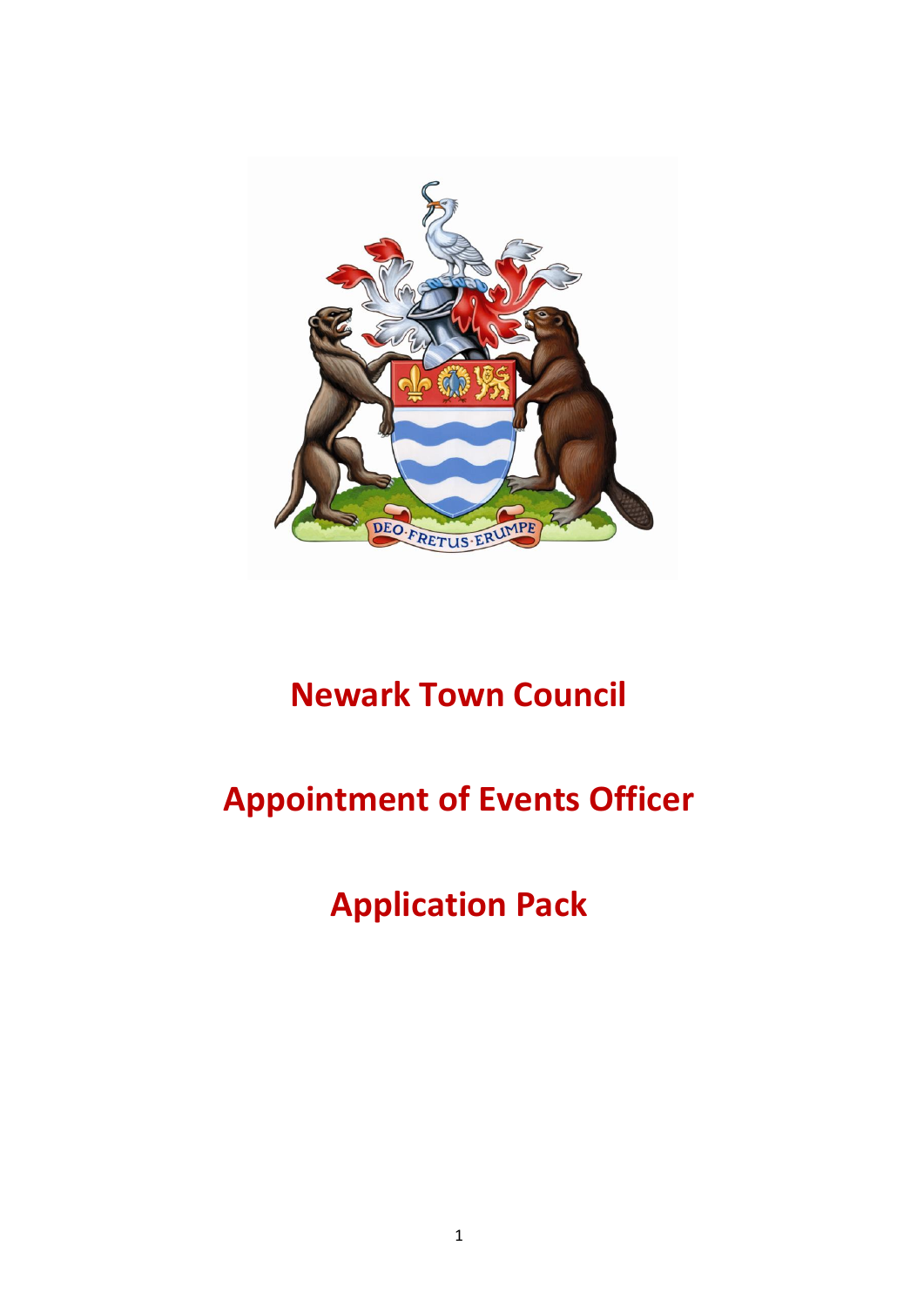# Newark Town Council

# Appointment of Events Officer

# Application Pack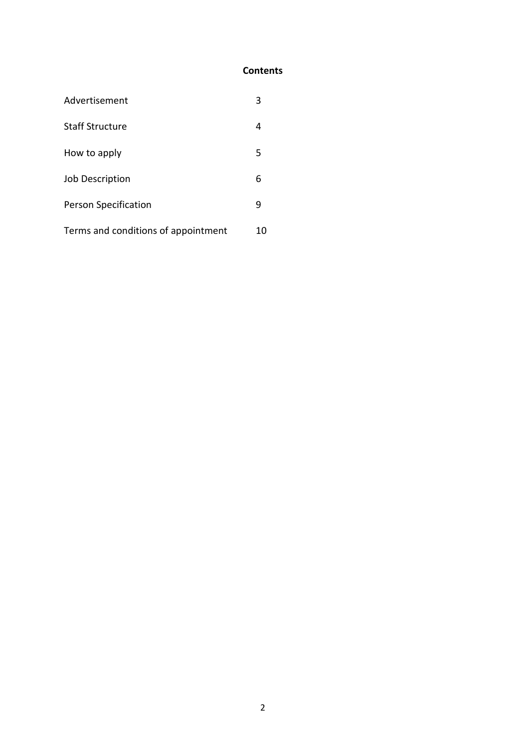## Contents

| | |
|---|---|
| Advertisement | 3 |
| Staff Structure | 4 |
| How to apply | 5 |
| Job Description | 6 |
| Person Specification | 9 |
| Terms and conditions of appointment | 10 |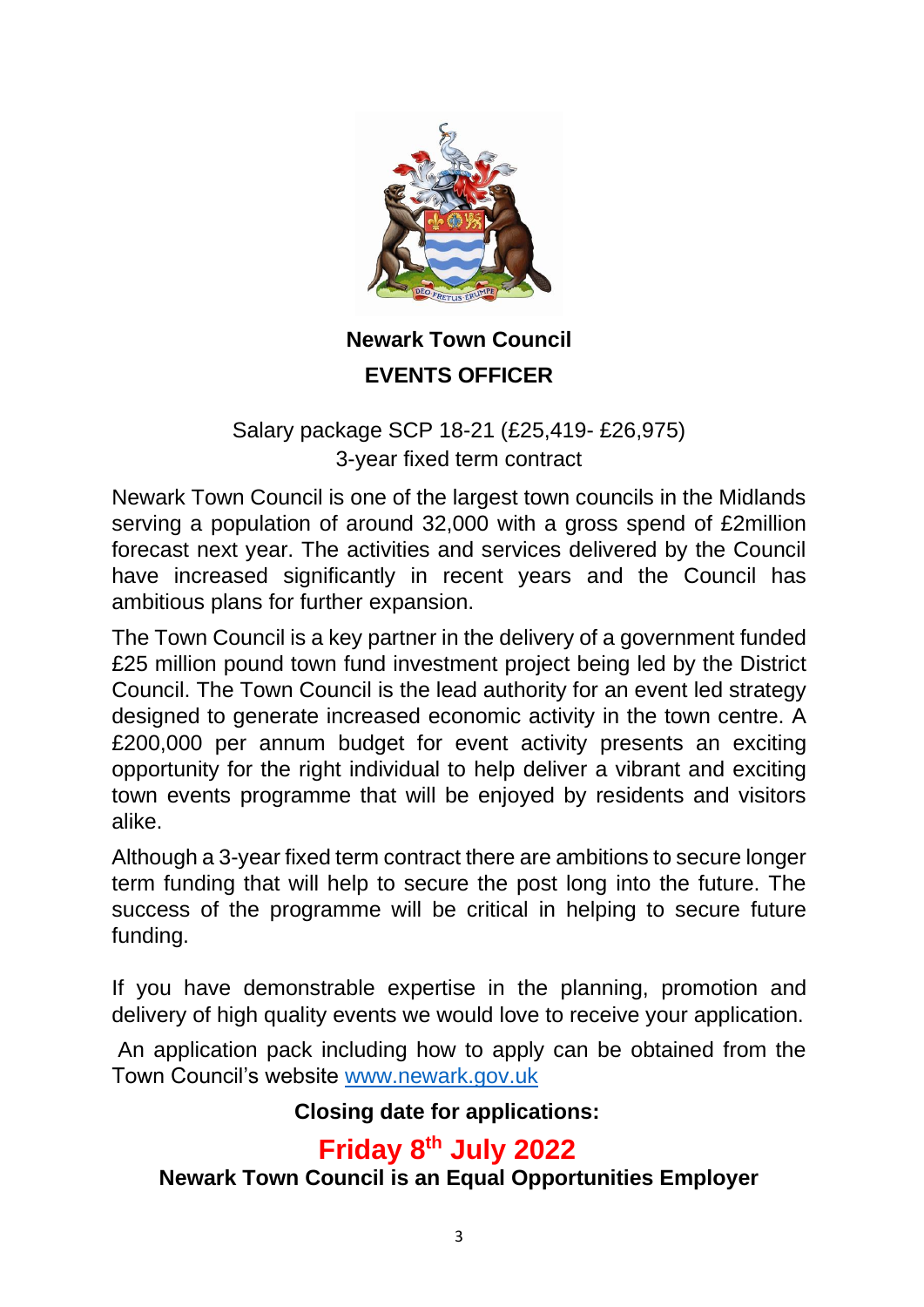# Newark Town Council

## EVENTS OFFICER

Salary package SCP 18-21 (£25,419- £26,975)
3-year fixed term contract

Newark Town Council is one of the largest town councils in the Midlands serving a population of around 32,000 with a gross spend of £2million forecast next year. The activities and services delivered by the Council have increased significantly in recent years and the Council has ambitious plans for further expansion.

The Town Council is a key partner in the delivery of a government funded £25 million pound town fund investment project being led by the District Council. The Town Council is the lead authority for an event led strategy designed to generate increased economic activity in the town centre. A £200,000 per annum budget for event activity presents an exciting opportunity for the right individual to help deliver a vibrant and exciting town events programme that will be enjoyed by residents and visitors alike.

Although a 3-year fixed term contract there are ambitions to secure longer term funding that will help to secure the post long into the future. The success of the programme will be critical in helping to secure future funding.

If you have demonstrable expertise in the planning, promotion and delivery of high quality events we would love to receive your application.

An application pack including how to apply can be obtained from the Town Council's website www.newark.gov.uk

**Closing date for applications:**

**Friday 8th July 2022**

**Newark Town Council is an Equal Opportunities Employer**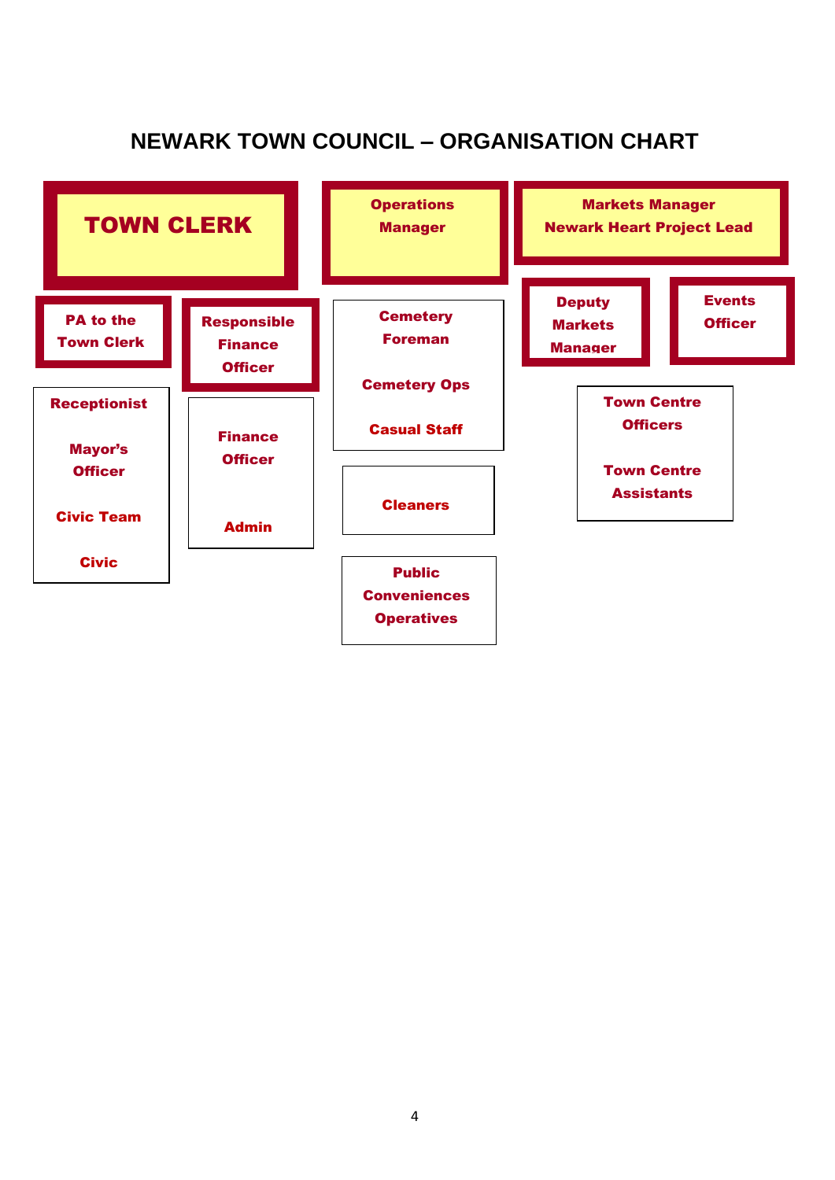# NEWARK TOWN COUNCIL – ORGANISATION CHART

**TOWN CLERK**

- **PA to the Town Clerk**
- **Receptionist**
- **Mayor's Officer**
- **Civic Team**
- **Civic**

- **Responsible Finance Officer**
- **Finance Officer**
- **Admin**

**Operations Manager**

- **Cemetery Foreman**
- **Cemetery Ops**
- **Casual Staff**
- **Cleaners**
- **Public Conveniences Operatives**

**Markets Manager Newark Heart Project Lead**

- **Deputy Markets Manager**
- **Events Officer**
- **Town Centre Officers**
- **Town Centre Assistants**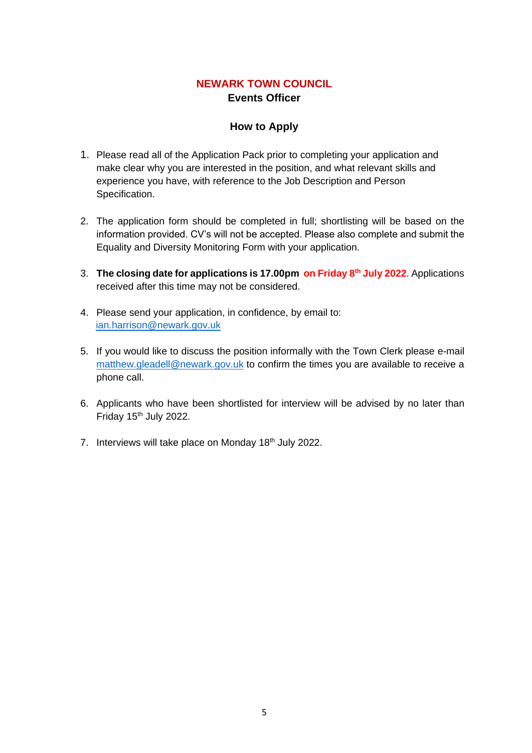# NEWARK TOWN COUNCIL

## Events Officer

### How to Apply

1. Please read all of the Application Pack prior to completing your application and make clear why you are interested in the position, and what relevant skills and experience you have, with reference to the Job Description and Person Specification.

2. The application form should be completed in full; shortlisting will be based on the information provided. CV's will not be accepted. Please also complete and submit the Equality and Diversity Monitoring Form with your application.

3. **The closing date for applications is 17.00pm on Friday 8th July 2022**. Applications received after this time may not be considered.

4. Please send your application, in confidence, by email to: ian.harrison@newark.gov.uk

5. If you would like to discuss the position informally with the Town Clerk please e-mail matthew.gleadell@newark.gov.uk to confirm the times you are available to receive a phone call.

6. Applicants who have been shortlisted for interview will be advised by no later than Friday 15th July 2022.

7. Interviews will take place on Monday 18th July 2022.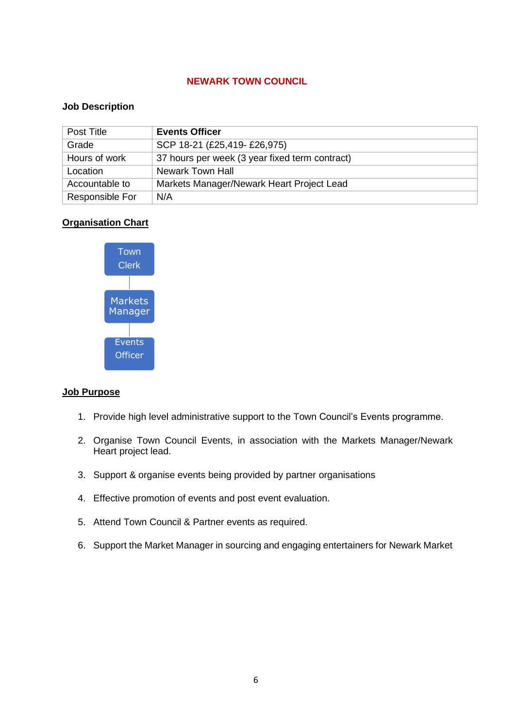**NEWARK TOWN COUNCIL**

**Job Description**

| Post Title | **Events Officer** |
|---|---|
| Grade | SCP 18-21 (£25,419- £26,975) |
| Hours of work | 37 hours per week (3 year fixed term contract) |
| Location | Newark Town Hall |
| Accountable to | Markets Manager/Newark Heart Project Lead |
| Responsible For | N/A |

**Organisation Chart**

Town Clerk

Markets Manager

Events Officer

**Job Purpose**

1. Provide high level administrative support to the Town Council's Events programme.
2. Organise Town Council Events, in association with the Markets Manager/Newark Heart project lead.
3. Support & organise events being provided by partner organisations
4. Effective promotion of events and post event evaluation.
5. Attend Town Council & Partner events as required.
6. Support the Market Manager in sourcing and engaging entertainers for Newark Market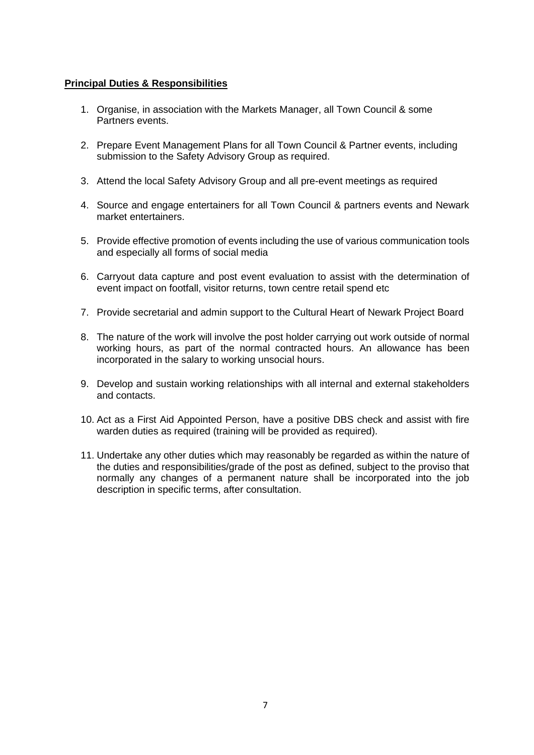**Principal Duties & Responsibilities**

1. Organise, in association with the Markets Manager, all Town Council & some Partners events.
2. Prepare Event Management Plans for all Town Council & Partner events, including submission to the Safety Advisory Group as required.
3. Attend the local Safety Advisory Group and all pre-event meetings as required
4. Source and engage entertainers for all Town Council & partners events and Newark market entertainers.
5. Provide effective promotion of events including the use of various communication tools and especially all forms of social media
6. Carryout data capture and post event evaluation to assist with the determination of event impact on footfall, visitor returns, town centre retail spend etc
7. Provide secretarial and admin support to the Cultural Heart of Newark Project Board
8. The nature of the work will involve the post holder carrying out work outside of normal working hours, as part of the normal contracted hours. An allowance has been incorporated in the salary to working unsocial hours.
9. Develop and sustain working relationships with all internal and external stakeholders and contacts.
10. Act as a First Aid Appointed Person, have a positive DBS check and assist with fire warden duties as required (training will be provided as required).
11. Undertake any other duties which may reasonably be regarded as within the nature of the duties and responsibilities/grade of the post as defined, subject to the proviso that normally any changes of a permanent nature shall be incorporated into the job description in specific terms, after consultation.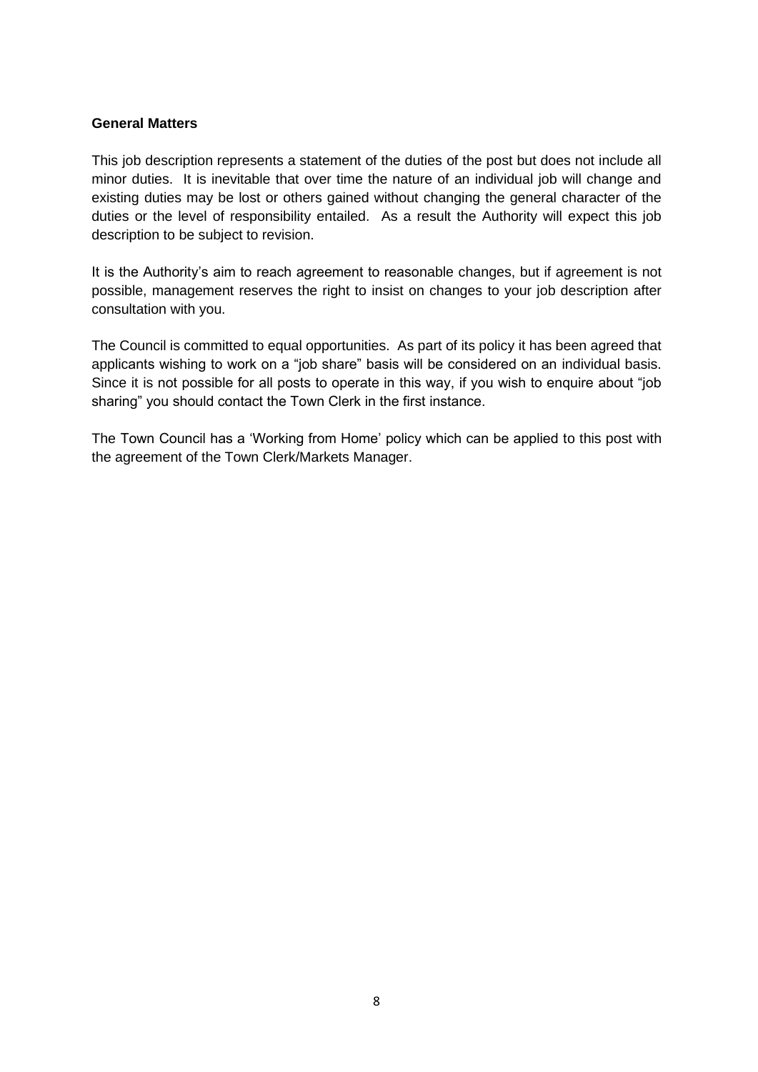**General Matters**

This job description represents a statement of the duties of the post but does not include all minor duties. It is inevitable that over time the nature of an individual job will change and existing duties may be lost or others gained without changing the general character of the duties or the level of responsibility entailed. As a result the Authority will expect this job description to be subject to revision.

It is the Authority's aim to reach agreement to reasonable changes, but if agreement is not possible, management reserves the right to insist on changes to your job description after consultation with you.

The Council is committed to equal opportunities. As part of its policy it has been agreed that applicants wishing to work on a "job share" basis will be considered on an individual basis. Since it is not possible for all posts to operate in this way, if you wish to enquire about "job sharing" you should contact the Town Clerk in the first instance.

The Town Council has a 'Working from Home' policy which can be applied to this post with the agreement of the Town Clerk/Markets Manager.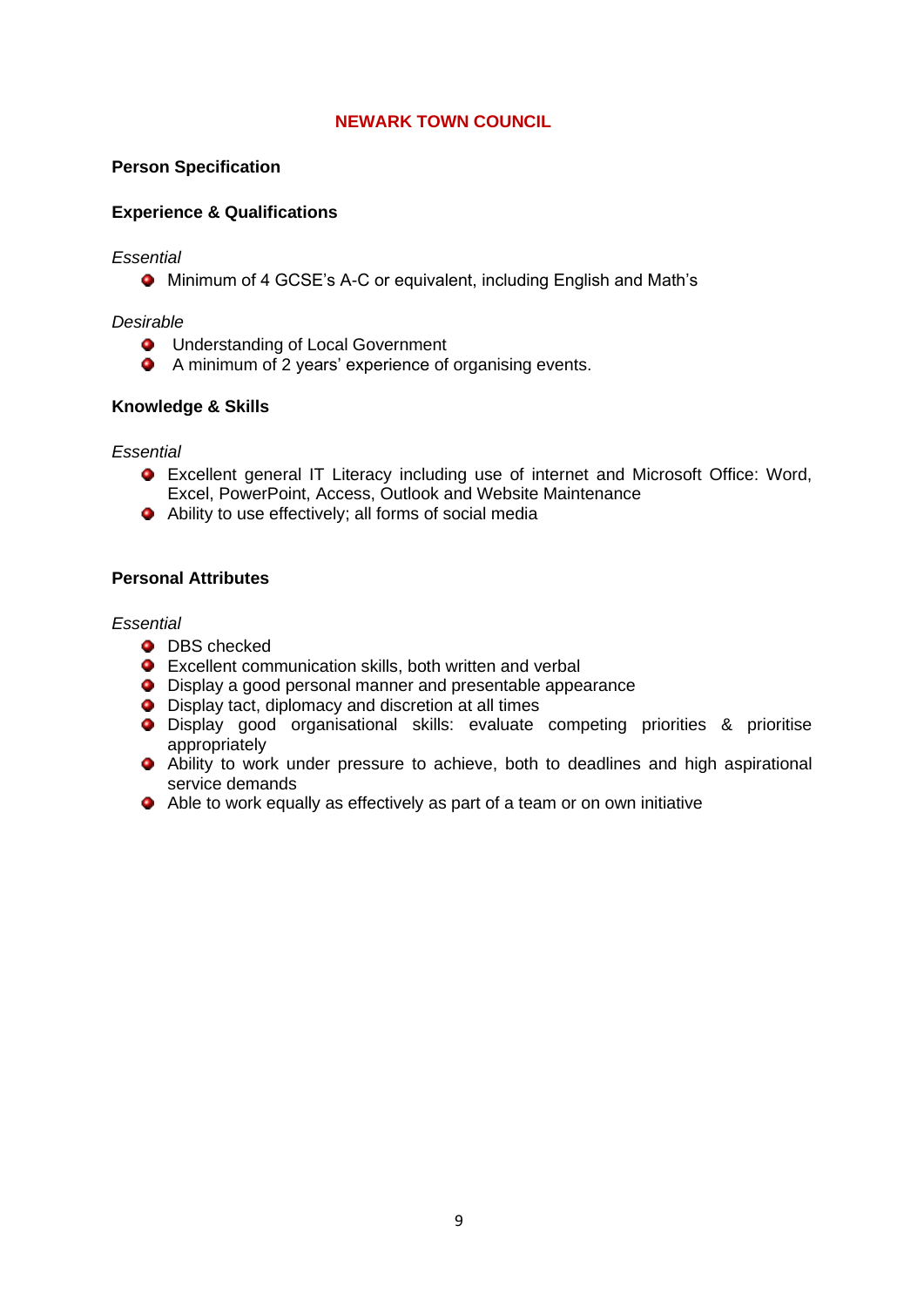# NEWARK TOWN COUNCIL

## Person Specification

### Experience & Qualifications

*Essential*

- Minimum of 4 GCSE's A-C or equivalent, including English and Math's

*Desirable*

- Understanding of Local Government
- A minimum of 2 years' experience of organising events.

### Knowledge & Skills

*Essential*

- Excellent general IT Literacy including use of internet and Microsoft Office: Word, Excel, PowerPoint, Access, Outlook and Website Maintenance
- Ability to use effectively; all forms of social media

### Personal Attributes

*Essential*

- DBS checked
- Excellent communication skills, both written and verbal
- Display a good personal manner and presentable appearance
- Display tact, diplomacy and discretion at all times
- Display good organisational skills: evaluate competing priorities & prioritise appropriately
- Ability to work under pressure to achieve, both to deadlines and high aspirational service demands
- Able to work equally as effectively as part of a team or on own initiative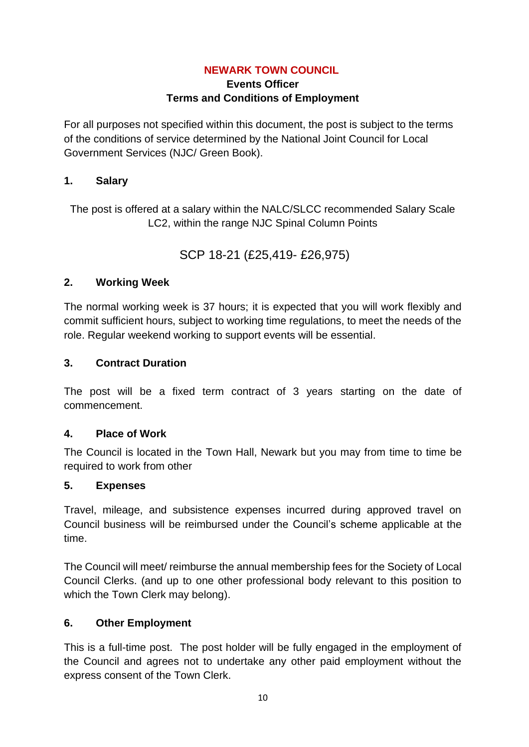**NEWARK TOWN COUNCIL**
**Events Officer**
**Terms and Conditions of Employment**

For all purposes not specified within this document, the post is subject to the terms of the conditions of service determined by the National Joint Council for Local Government Services (NJC/ Green Book).

## 1. Salary

The post is offered at a salary within the NALC/SLCC recommended Salary Scale LC2, within the range NJC Spinal Column Points

SCP 18-21 (£25,419- £26,975)

## 2. Working Week

The normal working week is 37 hours; it is expected that you will work flexibly and commit sufficient hours, subject to working time regulations, to meet the needs of the role. Regular weekend working to support events will be essential.

## 3. Contract Duration

The post will be a fixed term contract of 3 years starting on the date of commencement.

## 4. Place of Work

The Council is located in the Town Hall, Newark but you may from time to time be required to work from other

## 5. Expenses

Travel, mileage, and subsistence expenses incurred during approved travel on Council business will be reimbursed under the Council's scheme applicable at the time.

The Council will meet/ reimburse the annual membership fees for the Society of Local Council Clerks. (and up to one other professional body relevant to this position to which the Town Clerk may belong).

## 6. Other Employment

This is a full-time post. The post holder will be fully engaged in the employment of the Council and agrees not to undertake any other paid employment without the express consent of the Town Clerk.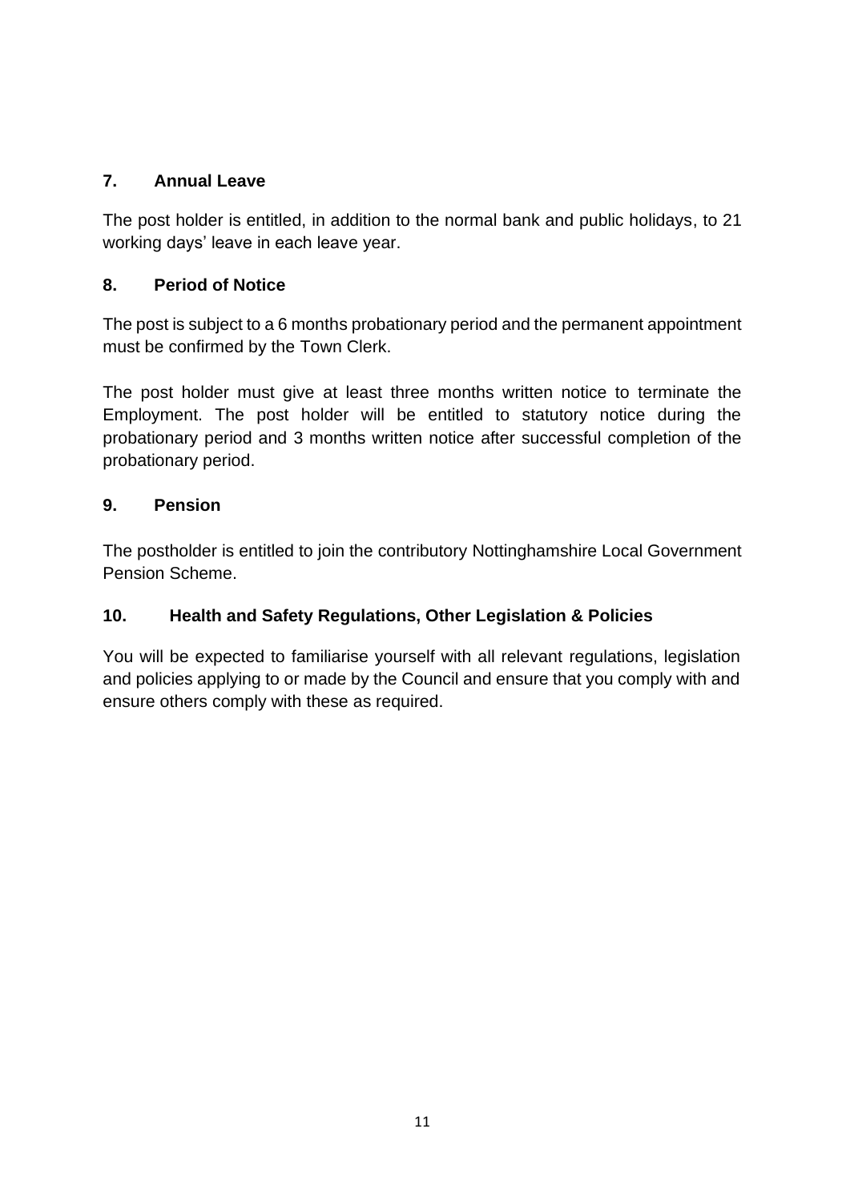## 7. Annual Leave

The post holder is entitled, in addition to the normal bank and public holidays, to 21 working days' leave in each leave year.

## 8. Period of Notice

The post is subject to a 6 months probationary period and the permanent appointment must be confirmed by the Town Clerk.

The post holder must give at least three months written notice to terminate the Employment. The post holder will be entitled to statutory notice during the probationary period and 3 months written notice after successful completion of the probationary period.

## 9. Pension

The postholder is entitled to join the contributory Nottinghamshire Local Government Pension Scheme.

## 10. Health and Safety Regulations, Other Legislation & Policies

You will be expected to familiarise yourself with all relevant regulations, legislation and policies applying to or made by the Council and ensure that you comply with and ensure others comply with these as required.